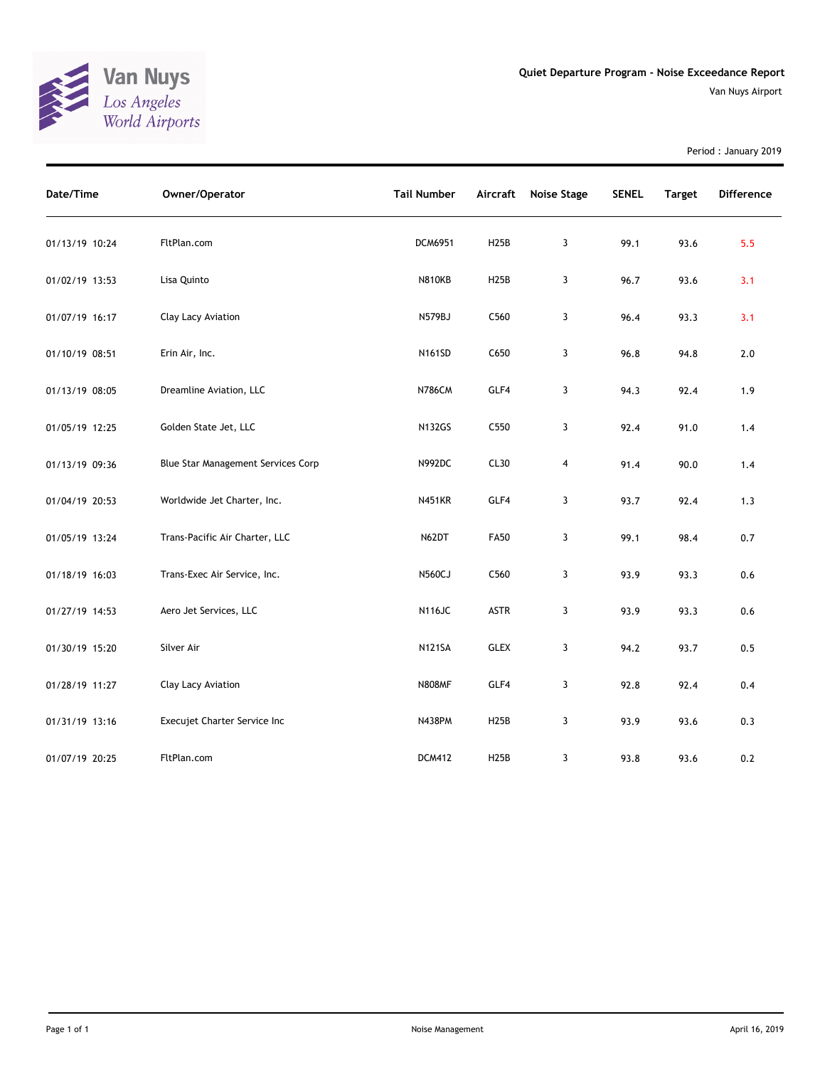Van Nuys
Los Angeles
World Airports

# Quiet Departure Program - Noise Exceedance Report

Van Nuys Airport

Period : January 2019

| Date/Time | Owner/Operator | Tail Number | Aircraft | Noise Stage | SENEL | Target | Difference |
|---|---|---|---|---|---|---|---|
| 01/13/19 10:24 | FltPlan.com | DCM6951 | H25B | 3 | 99.1 | 93.6 | 5.5 |
| 01/02/19 13:53 | Lisa Quinto | N810KB | H25B | 3 | 96.7 | 93.6 | 3.1 |
| 01/07/19 16:17 | Clay Lacy Aviation | N579BJ | C560 | 3 | 96.4 | 93.3 | 3.1 |
| 01/10/19 08:51 | Erin Air, Inc. | N161SD | C650 | 3 | 96.8 | 94.8 | 2.0 |
| 01/13/19 08:05 | Dreamline Aviation, LLC | N786CM | GLF4 | 3 | 94.3 | 92.4 | 1.9 |
| 01/05/19 12:25 | Golden State Jet, LLC | N132GS | C550 | 3 | 92.4 | 91.0 | 1.4 |
| 01/13/19 09:36 | Blue Star Management Services Corp | N992DC | CL30 | 4 | 91.4 | 90.0 | 1.4 |
| 01/04/19 20:53 | Worldwide Jet Charter, Inc. | N451KR | GLF4 | 3 | 93.7 | 92.4 | 1.3 |
| 01/05/19 13:24 | Trans-Pacific Air Charter, LLC | N62DT | FA50 | 3 | 99.1 | 98.4 | 0.7 |
| 01/18/19 16:03 | Trans-Exec Air Service, Inc. | N560CJ | C560 | 3 | 93.9 | 93.3 | 0.6 |
| 01/27/19 14:53 | Aero Jet Services, LLC | N116JC | ASTR | 3 | 93.9 | 93.3 | 0.6 |
| 01/30/19 15:20 | Silver Air | N121SA | GLEX | 3 | 94.2 | 93.7 | 0.5 |
| 01/28/19 11:27 | Clay Lacy Aviation | N808MF | GLF4 | 3 | 92.8 | 92.4 | 0.4 |
| 01/31/19 13:16 | Execujet Charter Service Inc | N438PM | H25B | 3 | 93.9 | 93.6 | 0.3 |
| 01/07/19 20:25 | FltPlan.com | DCM412 | H25B | 3 | 93.8 | 93.6 | 0.2 |

Noise Management

April 16, 2019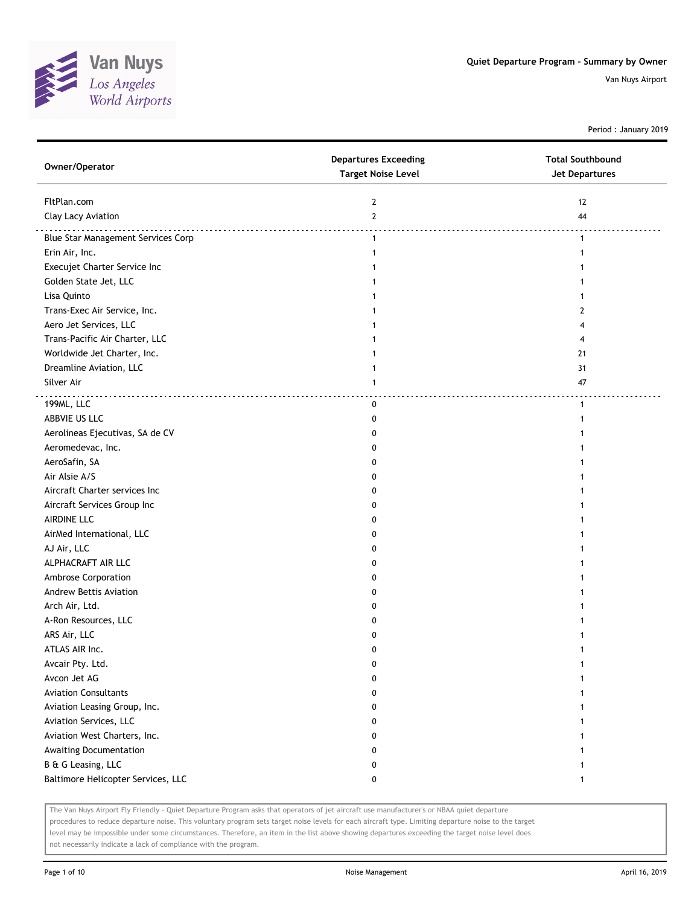Van Nuys
Los Angeles World Airports

**Quiet Departure Program - Summary by Owner**

Van Nuys Airport

Period : January 2019

| Owner/Operator | Departures Exceeding Target Noise Level | Total Southbound Jet Departures |
|---|---|---|
| FltPlan.com | 2 | 12 |
| Clay Lacy Aviation | 2 | 44 |
| Blue Star Management Services Corp | 1 | 1 |
| Erin Air, Inc. | 1 | 1 |
| Execujet Charter Service Inc | 1 | 1 |
| Golden State Jet, LLC | 1 | 1 |
| Lisa Quinto | 1 | 1 |
| Trans-Exec Air Service, Inc. | 1 | 2 |
| Aero Jet Services, LLC | 1 | 4 |
| Trans-Pacific Air Charter, LLC | 1 | 4 |
| Worldwide Jet Charter, Inc. | 1 | 21 |
| Dreamline Aviation, LLC | 1 | 31 |
| Silver Air | 1 | 47 |
| 199ML, LLC | 0 | 1 |
| ABBVIE US LLC | 0 | 1 |
| Aerolineas Ejecutivas, SA de CV | 0 | 1 |
| Aeromedevac, Inc. | 0 | 1 |
| AeroSafin, SA | 0 | 1 |
| Air Alsie A/S | 0 | 1 |
| Aircraft Charter services Inc | 0 | 1 |
| Aircraft Services Group Inc | 0 | 1 |
| AIRDINE LLC | 0 | 1 |
| AirMed International, LLC | 0 | 1 |
| AJ Air, LLC | 0 | 1 |
| ALPHACRAFT AIR LLC | 0 | 1 |
| Ambrose Corporation | 0 | 1 |
| Andrew Bettis Aviation | 0 | 1 |
| Arch Air, Ltd. | 0 | 1 |
| A-Ron Resources, LLC | 0 | 1 |
| ARS Air, LLC | 0 | 1 |
| ATLAS AIR Inc. | 0 | 1 |
| Avcair Pty. Ltd. | 0 | 1 |
| Avcon Jet AG | 0 | 1 |
| Aviation Consultants | 0 | 1 |
| Aviation Leasing Group, Inc. | 0 | 1 |
| Aviation Services, LLC | 0 | 1 |
| Aviation West Charters, Inc. | 0 | 1 |
| Awaiting Documentation | 0 | 1 |
| B & G Leasing, LLC | 0 | 1 |
| Baltimore Helicopter Services, LLC | 0 | 1 |

The Van Nuys Airport Fly Friendly - Quiet Departure Program asks that operators of jet aircraft use manufacturer's or NBAA quiet departure procedures to reduce departure noise. This voluntary program sets target noise levels for each aircraft type. Limiting departure noise to the target level may be impossible under some circumstances. Therefore, an item in the list above showing departures exceeding the target noise level does not necessarily indicate a lack of compliance with the program.

Noise Management

April 16, 2019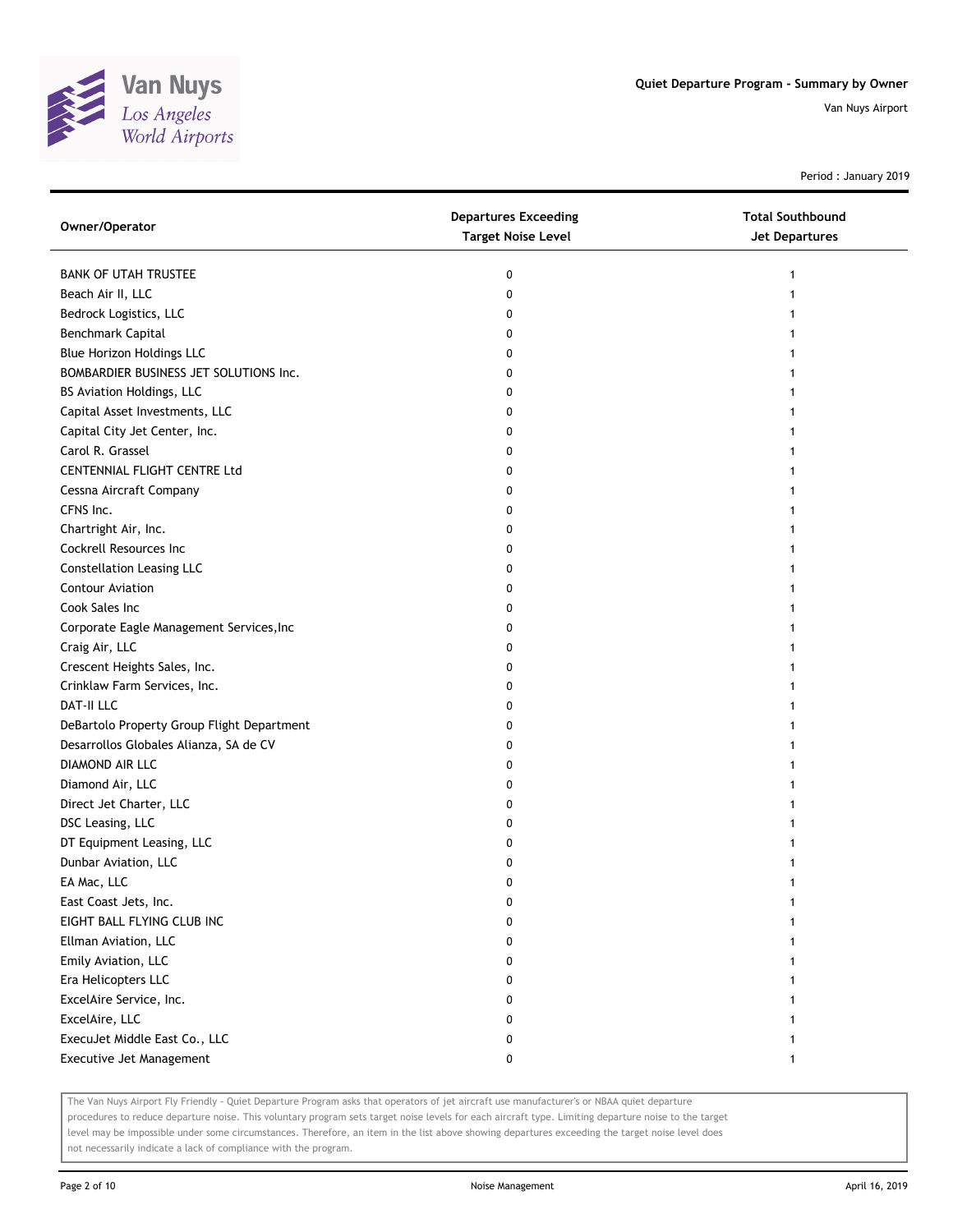# Quiet Departure Program - Summary by Owner

Van Nuys Airport

Period : January 2019

| Owner/Operator | Departures Exceeding Target Noise Level | Total Southbound Jet Departures |
|---|---|---|
| BANK OF UTAH TRUSTEE | 0 | 1 |
| Beach Air II, LLC | 0 | 1 |
| Bedrock Logistics, LLC | 0 | 1 |
| Benchmark Capital | 0 | 1 |
| Blue Horizon Holdings LLC | 0 | 1 |
| BOMBARDIER BUSINESS JET SOLUTIONS Inc. | 0 | 1 |
| BS Aviation Holdings, LLC | 0 | 1 |
| Capital Asset Investments, LLC | 0 | 1 |
| Capital City Jet Center, Inc. | 0 | 1 |
| Carol R. Grassel | 0 | 1 |
| CENTENNIAL FLIGHT CENTRE Ltd | 0 | 1 |
| Cessna Aircraft Company | 0 | 1 |
| CFNS Inc. | 0 | 1 |
| Chartright Air, Inc. | 0 | 1 |
| Cockrell Resources Inc | 0 | 1 |
| Constellation Leasing LLC | 0 | 1 |
| Contour Aviation | 0 | 1 |
| Cook Sales Inc | 0 | 1 |
| Corporate Eagle Management Services,Inc | 0 | 1 |
| Craig Air, LLC | 0 | 1 |
| Crescent Heights Sales, Inc. | 0 | 1 |
| Crinklaw Farm Services, Inc. | 0 | 1 |
| DAT-II LLC | 0 | 1 |
| DeBartolo Property Group Flight Department | 0 | 1 |
| Desarrollos Globales Alianza, SA de CV | 0 | 1 |
| DIAMOND AIR LLC | 0 | 1 |
| Diamond Air, LLC | 0 | 1 |
| Direct Jet Charter, LLC | 0 | 1 |
| DSC Leasing, LLC | 0 | 1 |
| DT Equipment Leasing, LLC | 0 | 1 |
| Dunbar Aviation, LLC | 0 | 1 |
| EA Mac, LLC | 0 | 1 |
| East Coast Jets, Inc. | 0 | 1 |
| EIGHT BALL FLYING CLUB INC | 0 | 1 |
| Ellman Aviation, LLC | 0 | 1 |
| Emily Aviation, LLC | 0 | 1 |
| Era Helicopters LLC | 0 | 1 |
| ExcelAire Service, Inc. | 0 | 1 |
| ExcelAire, LLC | 0 | 1 |
| ExecuJet Middle East Co., LLC | 0 | 1 |
| Executive Jet Management | 0 | 1 |

The Van Nuys Airport Fly Friendly - Quiet Departure Program asks that operators of jet aircraft use manufacturer's or NBAA quiet departure procedures to reduce departure noise. This voluntary program sets target noise levels for each aircraft type. Limiting departure noise to the target level may be impossible under some circumstances. Therefore, an item in the list above showing departures exceeding the target noise level does not necessarily indicate a lack of compliance with the program.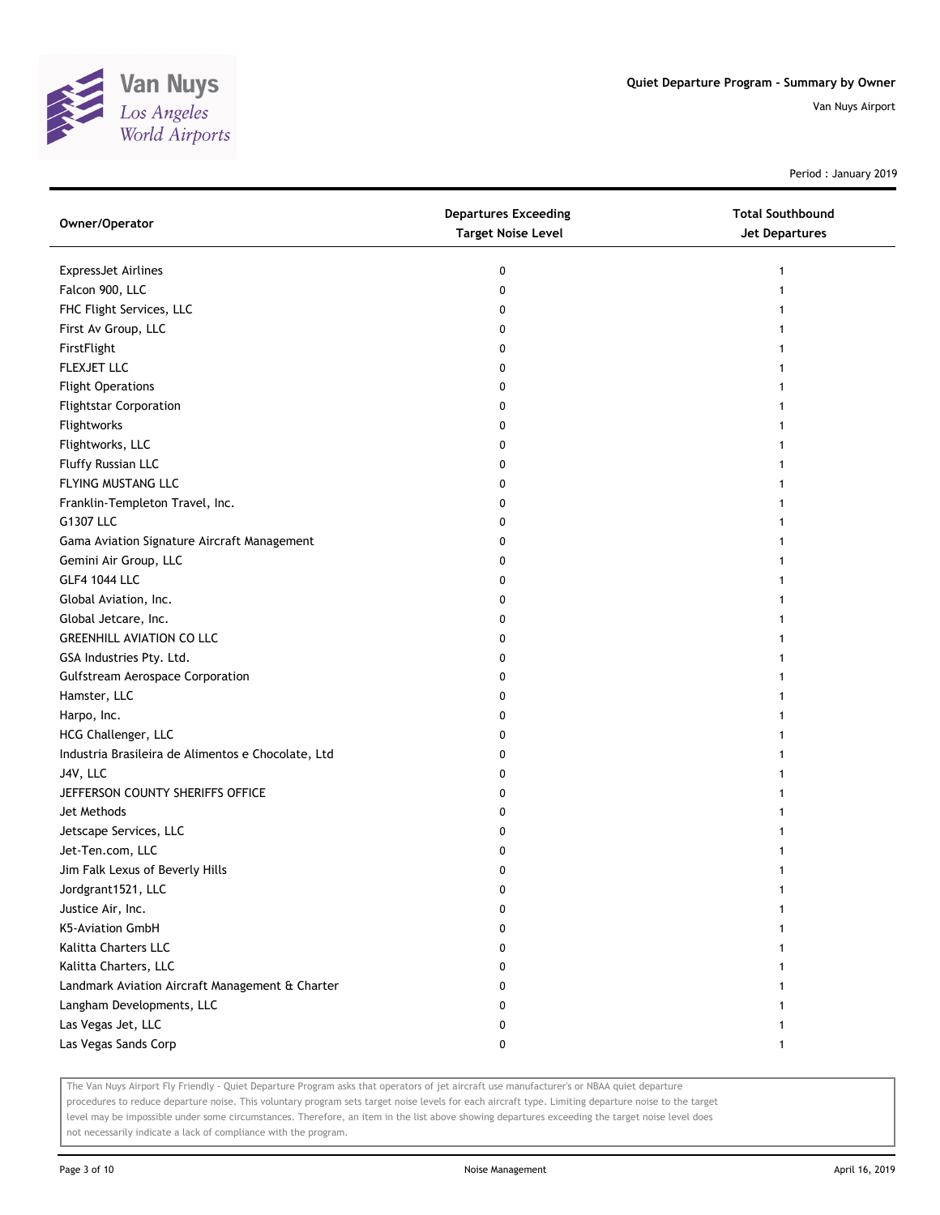# Quiet Departure Program - Summary by Owner

Van Nuys Airport

Period : January 2019

| Owner/Operator | Departures Exceeding Target Noise Level | Total Southbound Jet Departures |
|---|---|---|
| ExpressJet Airlines | 0 | 1 |
| Falcon 900, LLC | 0 | 1 |
| FHC Flight Services, LLC | 0 | 1 |
| First Av Group, LLC | 0 | 1 |
| FirstFlight | 0 | 1 |
| FLEXJET LLC | 0 | 1 |
| Flight Operations | 0 | 1 |
| Flightstar Corporation | 0 | 1 |
| Flightworks | 0 | 1 |
| Flightworks, LLC | 0 | 1 |
| Fluffy Russian LLC | 0 | 1 |
| FLYING MUSTANG LLC | 0 | 1 |
| Franklin-Templeton Travel, Inc. | 0 | 1 |
| G1307 LLC | 0 | 1 |
| Gama Aviation Signature Aircraft Management | 0 | 1 |
| Gemini Air Group, LLC | 0 | 1 |
| GLF4 1044 LLC | 0 | 1 |
| Global Aviation, Inc. | 0 | 1 |
| Global Jetcare, Inc. | 0 | 1 |
| GREENHILL AVIATION CO LLC | 0 | 1 |
| GSA Industries Pty. Ltd. | 0 | 1 |
| Gulfstream Aerospace Corporation | 0 | 1 |
| Hamster, LLC | 0 | 1 |
| Harpo, Inc. | 0 | 1 |
| HCG Challenger, LLC | 0 | 1 |
| Industria Brasileira de Alimentos e Chocolate, Ltd | 0 | 1 |
| J4V, LLC | 0 | 1 |
| JEFFERSON COUNTY SHERIFFS OFFICE | 0 | 1 |
| Jet Methods | 0 | 1 |
| Jetscape Services, LLC | 0 | 1 |
| Jet-Ten.com, LLC | 0 | 1 |
| Jim Falk Lexus of Beverly Hills | 0 | 1 |
| Jordgrant1521, LLC | 0 | 1 |
| Justice Air, Inc. | 0 | 1 |
| K5-Aviation GmbH | 0 | 1 |
| Kalitta Charters LLC | 0 | 1 |
| Kalitta Charters, LLC | 0 | 1 |
| Landmark Aviation Aircraft Management & Charter | 0 | 1 |
| Langham Developments, LLC | 0 | 1 |
| Las Vegas Jet, LLC | 0 | 1 |
| Las Vegas Sands Corp | 0 | 1 |

The Van Nuys Airport Fly Friendly - Quiet Departure Program asks that operators of jet aircraft use manufacturer's or NBAA quiet departure procedures to reduce departure noise. This voluntary program sets target noise levels for each aircraft type. Limiting departure noise to the target level may be impossible under some circumstances. Therefore, an item in the list above showing departures exceeding the target noise level does not necessarily indicate a lack of compliance with the program.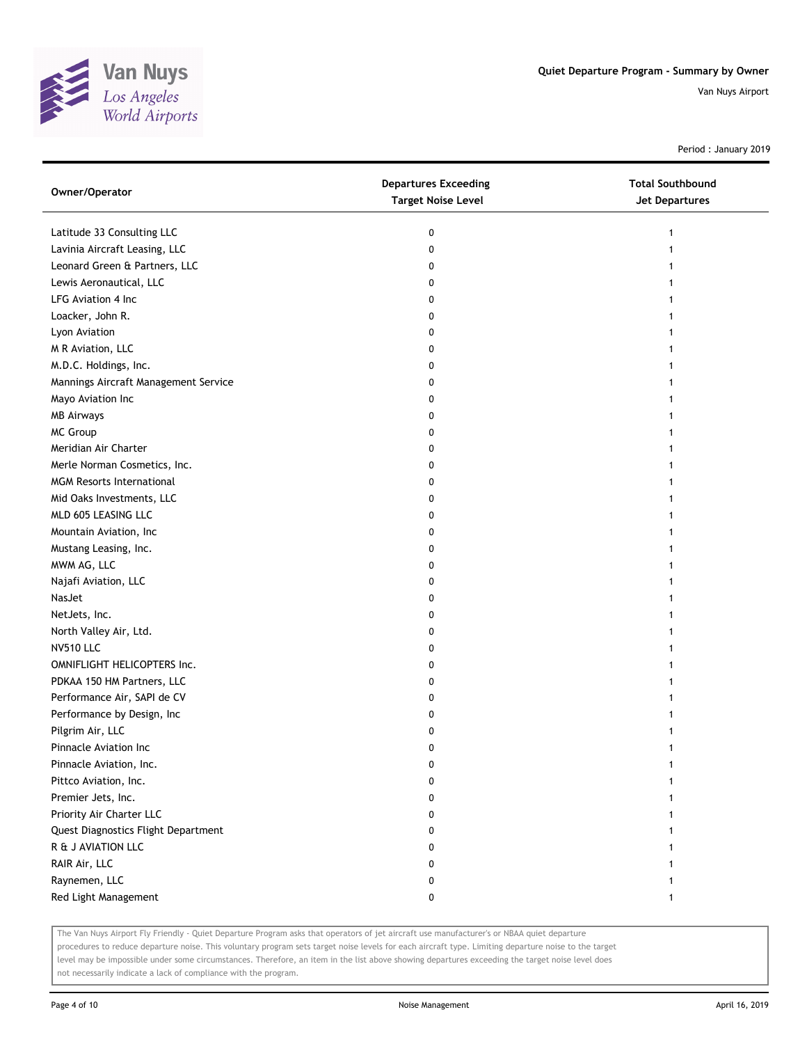Van Nuys
Los Angeles
World Airports

Quiet Departure Program - Summary by Owner

Van Nuys Airport

Period : January 2019

| Owner/Operator | Departures Exceeding Target Noise Level | Total Southbound Jet Departures |
|---|---|---|
| Latitude 33 Consulting LLC | 0 | 1 |
| Lavinia Aircraft Leasing, LLC | 0 | 1 |
| Leonard Green & Partners, LLC | 0 | 1 |
| Lewis Aeronautical, LLC | 0 | 1 |
| LFG Aviation 4 Inc | 0 | 1 |
| Loacker, John R. | 0 | 1 |
| Lyon Aviation | 0 | 1 |
| M R Aviation, LLC | 0 | 1 |
| M.D.C. Holdings, Inc. | 0 | 1 |
| Mannings Aircraft Management Service | 0 | 1 |
| Mayo Aviation Inc | 0 | 1 |
| MB Airways | 0 | 1 |
| MC Group | 0 | 1 |
| Meridian Air Charter | 0 | 1 |
| Merle Norman Cosmetics, Inc. | 0 | 1 |
| MGM Resorts International | 0 | 1 |
| Mid Oaks Investments, LLC | 0 | 1 |
| MLD 605 LEASING LLC | 0 | 1 |
| Mountain Aviation, Inc | 0 | 1 |
| Mustang Leasing, Inc. | 0 | 1 |
| MWM AG, LLC | 0 | 1 |
| Najafi Aviation, LLC | 0 | 1 |
| NasJet | 0 | 1 |
| NetJets, Inc. | 0 | 1 |
| North Valley Air, Ltd. | 0 | 1 |
| NV510 LLC | 0 | 1 |
| OMNIFLIGHT HELICOPTERS Inc. | 0 | 1 |
| PDKAA 150 HM Partners, LLC | 0 | 1 |
| Performance Air, SAPI de CV | 0 | 1 |
| Performance by Design, Inc | 0 | 1 |
| Pilgrim Air, LLC | 0 | 1 |
| Pinnacle Aviation Inc | 0 | 1 |
| Pinnacle Aviation, Inc. | 0 | 1 |
| Pittco Aviation, Inc. | 0 | 1 |
| Premier Jets, Inc. | 0 | 1 |
| Priority Air Charter LLC | 0 | 1 |
| Quest Diagnostics Flight Department | 0 | 1 |
| R & J AVIATION LLC | 0 | 1 |
| RAIR Air, LLC | 0 | 1 |
| Raynemen, LLC | 0 | 1 |
| Red Light Management | 0 | 1 |

The Van Nuys Airport Fly Friendly - Quiet Departure Program asks that operators of jet aircraft use manufacturer's or NBAA quiet departure procedures to reduce departure noise. This voluntary program sets target noise levels for each aircraft type. Limiting departure noise to the target level may be impossible under some circumstances. Therefore, an item in the list above showing departures exceeding the target noise level does not necessarily indicate a lack of compliance with the program.

Noise Management

April 16, 2019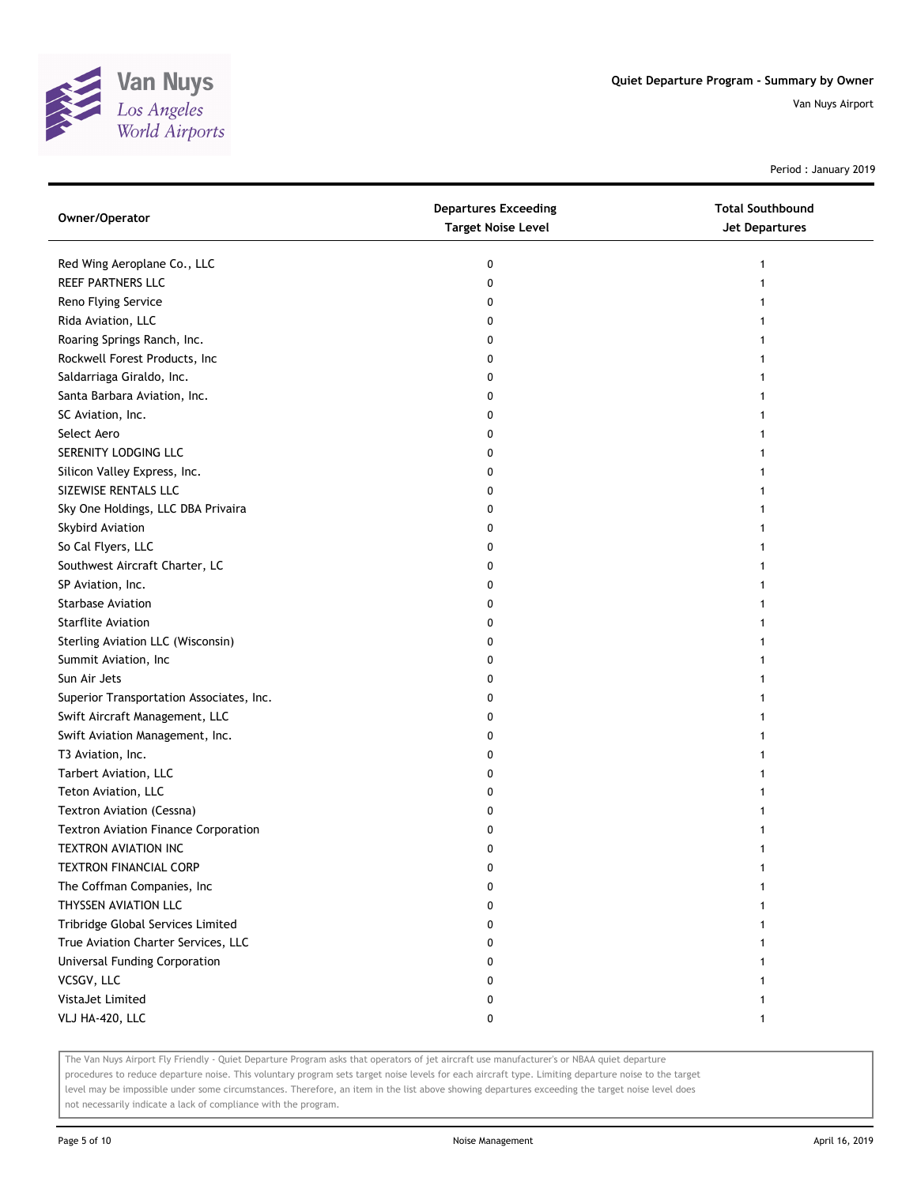Van Nuys
Los Angeles
World Airports

Quiet Departure Program - Summary by Owner

Van Nuys Airport

Period : January 2019

| Owner/Operator | Departures Exceeding Target Noise Level | Total Southbound Jet Departures |
|---|---|---|
| Red Wing Aeroplane Co., LLC | 0 | 1 |
| REEF PARTNERS LLC | 0 | 1 |
| Reno Flying Service | 0 | 1 |
| Rida Aviation, LLC | 0 | 1 |
| Roaring Springs Ranch, Inc. | 0 | 1 |
| Rockwell Forest Products, Inc | 0 | 1 |
| Saldarriaga Giraldo, Inc. | 0 | 1 |
| Santa Barbara Aviation, Inc. | 0 | 1 |
| SC Aviation, Inc. | 0 | 1 |
| Select Aero | 0 | 1 |
| SERENITY LODGING LLC | 0 | 1 |
| Silicon Valley Express, Inc. | 0 | 1 |
| SIZEWISE RENTALS LLC | 0 | 1 |
| Sky One Holdings, LLC DBA Privaira | 0 | 1 |
| Skybird Aviation | 0 | 1 |
| So Cal Flyers, LLC | 0 | 1 |
| Southwest Aircraft Charter, LC | 0 | 1 |
| SP Aviation, Inc. | 0 | 1 |
| Starbase Aviation | 0 | 1 |
| Starflite Aviation | 0 | 1 |
| Sterling Aviation LLC (Wisconsin) | 0 | 1 |
| Summit Aviation, Inc | 0 | 1 |
| Sun Air Jets | 0 | 1 |
| Superior Transportation Associates, Inc. | 0 | 1 |
| Swift Aircraft Management, LLC | 0 | 1 |
| Swift Aviation Management, Inc. | 0 | 1 |
| T3 Aviation, Inc. | 0 | 1 |
| Tarbert Aviation, LLC | 0 | 1 |
| Teton Aviation, LLC | 0 | 1 |
| Textron Aviation (Cessna) | 0 | 1 |
| Textron Aviation Finance Corporation | 0 | 1 |
| TEXTRON AVIATION INC | 0 | 1 |
| TEXTRON FINANCIAL CORP | 0 | 1 |
| The Coffman Companies, Inc | 0 | 1 |
| THYSSEN AVIATION LLC | 0 | 1 |
| Tribridge Global Services Limited | 0 | 1 |
| True Aviation Charter Services, LLC | 0 | 1 |
| Universal Funding Corporation | 0 | 1 |
| VCSGV, LLC | 0 | 1 |
| VistaJet Limited | 0 | 1 |
| VLJ HA-420, LLC | 0 | 1 |

The Van Nuys Airport Fly Friendly - Quiet Departure Program asks that operators of jet aircraft use manufacturer's or NBAA quiet departure procedures to reduce departure noise. This voluntary program sets target noise levels for each aircraft type. Limiting departure noise to the target level may be impossible under some circumstances. Therefore, an item in the list above showing departures exceeding the target noise level does not necessarily indicate a lack of compliance with the program.

Noise Management

April 16, 2019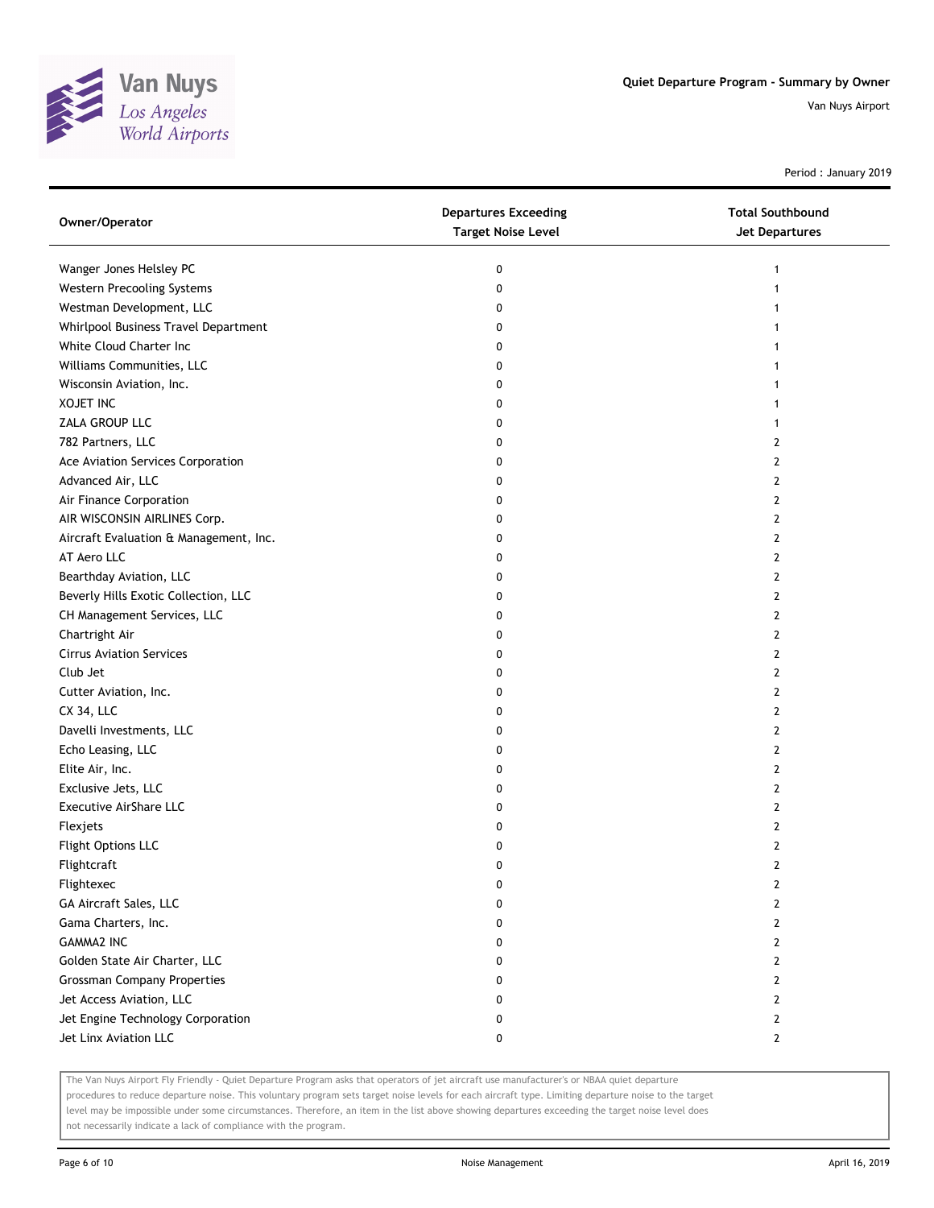Quiet Departure Program - Summary by Owner

Van Nuys Airport

Period : January 2019

| Owner/Operator | Departures Exceeding Target Noise Level | Total Southbound Jet Departures |
|---|---|---|
| Wanger Jones Helsley PC | 0 | 1 |
| Western Precooling Systems | 0 | 1 |
| Westman Development, LLC | 0 | 1 |
| Whirlpool Business Travel Department | 0 | 1 |
| White Cloud Charter Inc | 0 | 1 |
| Williams Communities, LLC | 0 | 1 |
| Wisconsin Aviation, Inc. | 0 | 1 |
| XOJET INC | 0 | 1 |
| ZALA GROUP LLC | 0 | 1 |
| 782 Partners, LLC | 0 | 2 |
| Ace Aviation Services Corporation | 0 | 2 |
| Advanced Air, LLC | 0 | 2 |
| Air Finance Corporation | 0 | 2 |
| AIR WISCONSIN AIRLINES Corp. | 0 | 2 |
| Aircraft Evaluation & Management, Inc. | 0 | 2 |
| AT Aero LLC | 0 | 2 |
| Bearthday Aviation, LLC | 0 | 2 |
| Beverly Hills Exotic Collection, LLC | 0 | 2 |
| CH Management Services, LLC | 0 | 2 |
| Chartright Air | 0 | 2 |
| Cirrus Aviation Services | 0 | 2 |
| Club Jet | 0 | 2 |
| Cutter Aviation, Inc. | 0 | 2 |
| CX 34, LLC | 0 | 2 |
| Davelli Investments, LLC | 0 | 2 |
| Echo Leasing, LLC | 0 | 2 |
| Elite Air, Inc. | 0 | 2 |
| Exclusive Jets, LLC | 0 | 2 |
| Executive AirShare LLC | 0 | 2 |
| Flexjets | 0 | 2 |
| Flight Options LLC | 0 | 2 |
| Flightcraft | 0 | 2 |
| Flightexec | 0 | 2 |
| GA Aircraft Sales, LLC | 0 | 2 |
| Gama Charters, Inc. | 0 | 2 |
| GAMMA2 INC | 0 | 2 |
| Golden State Air Charter, LLC | 0 | 2 |
| Grossman Company Properties | 0 | 2 |
| Jet Access Aviation, LLC | 0 | 2 |
| Jet Engine Technology Corporation | 0 | 2 |
| Jet Linx Aviation LLC | 0 | 2 |

The Van Nuys Airport Fly Friendly - Quiet Departure Program asks that operators of jet aircraft use manufacturer's or NBAA quiet departure procedures to reduce departure noise. This voluntary program sets target noise levels for each aircraft type. Limiting departure noise to the target level may be impossible under some circumstances. Therefore, an item in the list above showing departures exceeding the target noise level does not necessarily indicate a lack of compliance with the program.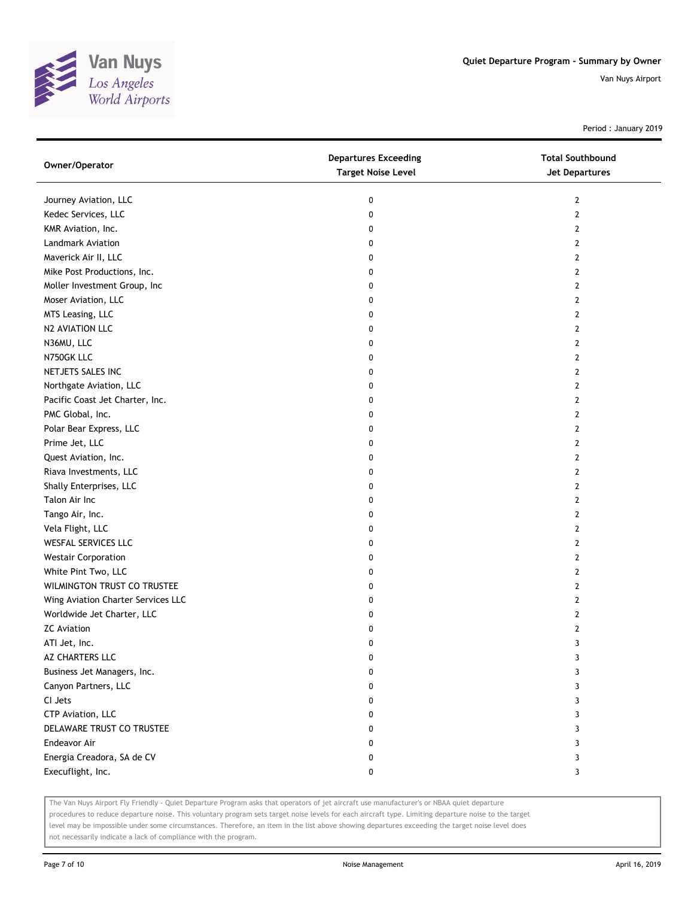# Quiet Departure Program - Summary by Owner

Van Nuys Airport

Period : January 2019

| Owner/Operator | Departures Exceeding Target Noise Level | Total Southbound Jet Departures |
|---|---|---|
| Journey Aviation, LLC | 0 | 2 |
| Kedec Services, LLC | 0 | 2 |
| KMR Aviation, Inc. | 0 | 2 |
| Landmark Aviation | 0 | 2 |
| Maverick Air II, LLC | 0 | 2 |
| Mike Post Productions, Inc. | 0 | 2 |
| Moller Investment Group, Inc | 0 | 2 |
| Moser Aviation, LLC | 0 | 2 |
| MTS Leasing, LLC | 0 | 2 |
| N2 AVIATION LLC | 0 | 2 |
| N36MU, LLC | 0 | 2 |
| N750GK LLC | 0 | 2 |
| NETJETS SALES INC | 0 | 2 |
| Northgate Aviation, LLC | 0 | 2 |
| Pacific Coast Jet Charter, Inc. | 0 | 2 |
| PMC Global, Inc. | 0 | 2 |
| Polar Bear Express, LLC | 0 | 2 |
| Prime Jet, LLC | 0 | 2 |
| Quest Aviation, Inc. | 0 | 2 |
| Riava Investments, LLC | 0 | 2 |
| Shally Enterprises, LLC | 0 | 2 |
| Talon Air Inc | 0 | 2 |
| Tango Air, Inc. | 0 | 2 |
| Vela Flight, LLC | 0 | 2 |
| WESFAL SERVICES LLC | 0 | 2 |
| Westair Corporation | 0 | 2 |
| White Pint Two, LLC | 0 | 2 |
| WILMINGTON TRUST CO TRUSTEE | 0 | 2 |
| Wing Aviation Charter Services LLC | 0 | 2 |
| Worldwide Jet Charter, LLC | 0 | 2 |
| ZC Aviation | 0 | 2 |
| ATI Jet, Inc. | 0 | 3 |
| AZ CHARTERS LLC | 0 | 3 |
| Business Jet Managers, Inc. | 0 | 3 |
| Canyon Partners, LLC | 0 | 3 |
| CI Jets | 0 | 3 |
| CTP Aviation, LLC | 0 | 3 |
| DELAWARE TRUST CO TRUSTEE | 0 | 3 |
| Endeavor Air | 0 | 3 |
| Energia Creadora, SA de CV | 0 | 3 |
| Execuflight, Inc. | 0 | 3 |

The Van Nuys Airport Fly Friendly - Quiet Departure Program asks that operators of jet aircraft use manufacturer's or NBAA quiet departure procedures to reduce departure noise. This voluntary program sets target noise levels for each aircraft type. Limiting departure noise to the target level may be impossible under some circumstances. Therefore, an item in the list above showing departures exceeding the target noise level does not necessarily indicate a lack of compliance with the program.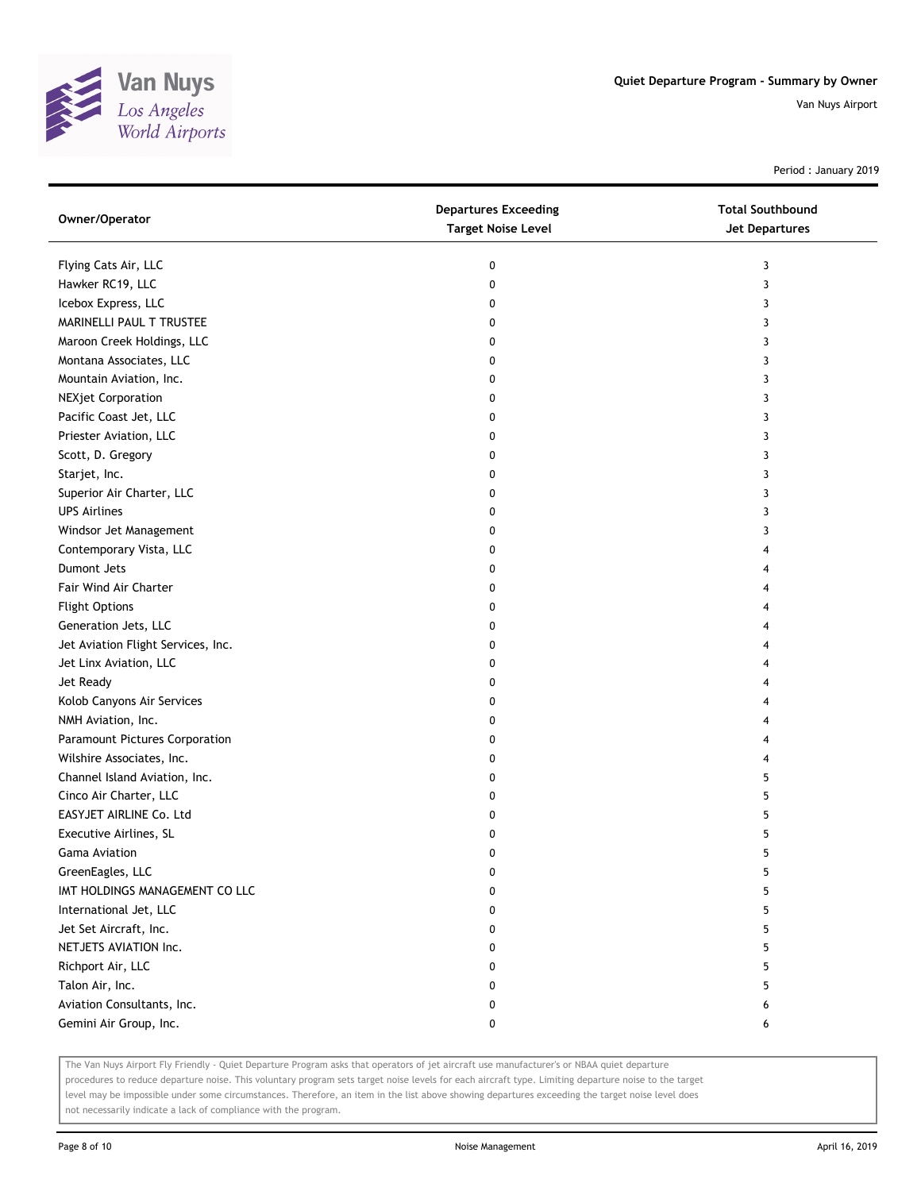Van Nuys
Los Angeles
World Airports

**Quiet Departure Program - Summary by Owner**

Van Nuys Airport

Period : January 2019

| Owner/Operator | Departures Exceeding Target Noise Level | Total Southbound Jet Departures |
|---|---|---|
| Flying Cats Air, LLC | 0 | 3 |
| Hawker RC19, LLC | 0 | 3 |
| Icebox Express, LLC | 0 | 3 |
| MARINELLI PAUL T TRUSTEE | 0 | 3 |
| Maroon Creek Holdings, LLC | 0 | 3 |
| Montana Associates, LLC | 0 | 3 |
| Mountain Aviation, Inc. | 0 | 3 |
| NEXjet Corporation | 0 | 3 |
| Pacific Coast Jet, LLC | 0 | 3 |
| Priester Aviation, LLC | 0 | 3 |
| Scott, D. Gregory | 0 | 3 |
| Starjet, Inc. | 0 | 3 |
| Superior Air Charter, LLC | 0 | 3 |
| UPS Airlines | 0 | 3 |
| Windsor Jet Management | 0 | 3 |
| Contemporary Vista, LLC | 0 | 4 |
| Dumont Jets | 0 | 4 |
| Fair Wind Air Charter | 0 | 4 |
| Flight Options | 0 | 4 |
| Generation Jets, LLC | 0 | 4 |
| Jet Aviation Flight Services, Inc. | 0 | 4 |
| Jet Linx Aviation, LLC | 0 | 4 |
| Jet Ready | 0 | 4 |
| Kolob Canyons Air Services | 0 | 4 |
| NMH Aviation, Inc. | 0 | 4 |
| Paramount Pictures Corporation | 0 | 4 |
| Wilshire Associates, Inc. | 0 | 4 |
| Channel Island Aviation, Inc. | 0 | 5 |
| Cinco Air Charter, LLC | 0 | 5 |
| EASYJET AIRLINE Co. Ltd | 0 | 5 |
| Executive Airlines, SL | 0 | 5 |
| Gama Aviation | 0 | 5 |
| GreenEagles, LLC | 0 | 5 |
| IMT HOLDINGS MANAGEMENT CO LLC | 0 | 5 |
| International Jet, LLC | 0 | 5 |
| Jet Set Aircraft, Inc. | 0 | 5 |
| NETJETS AVIATION Inc. | 0 | 5 |
| Richport Air, LLC | 0 | 5 |
| Talon Air, Inc. | 0 | 5 |
| Aviation Consultants, Inc. | 0 | 6 |
| Gemini Air Group, Inc. | 0 | 6 |

The Van Nuys Airport Fly Friendly - Quiet Departure Program asks that operators of jet aircraft use manufacturer's or NBAA quiet departure procedures to reduce departure noise. This voluntary program sets target noise levels for each aircraft type. Limiting departure noise to the target level may be impossible under some circumstances. Therefore, an item in the list above showing departures exceeding the target noise level does not necessarily indicate a lack of compliance with the program.

Noise Management

April 16, 2019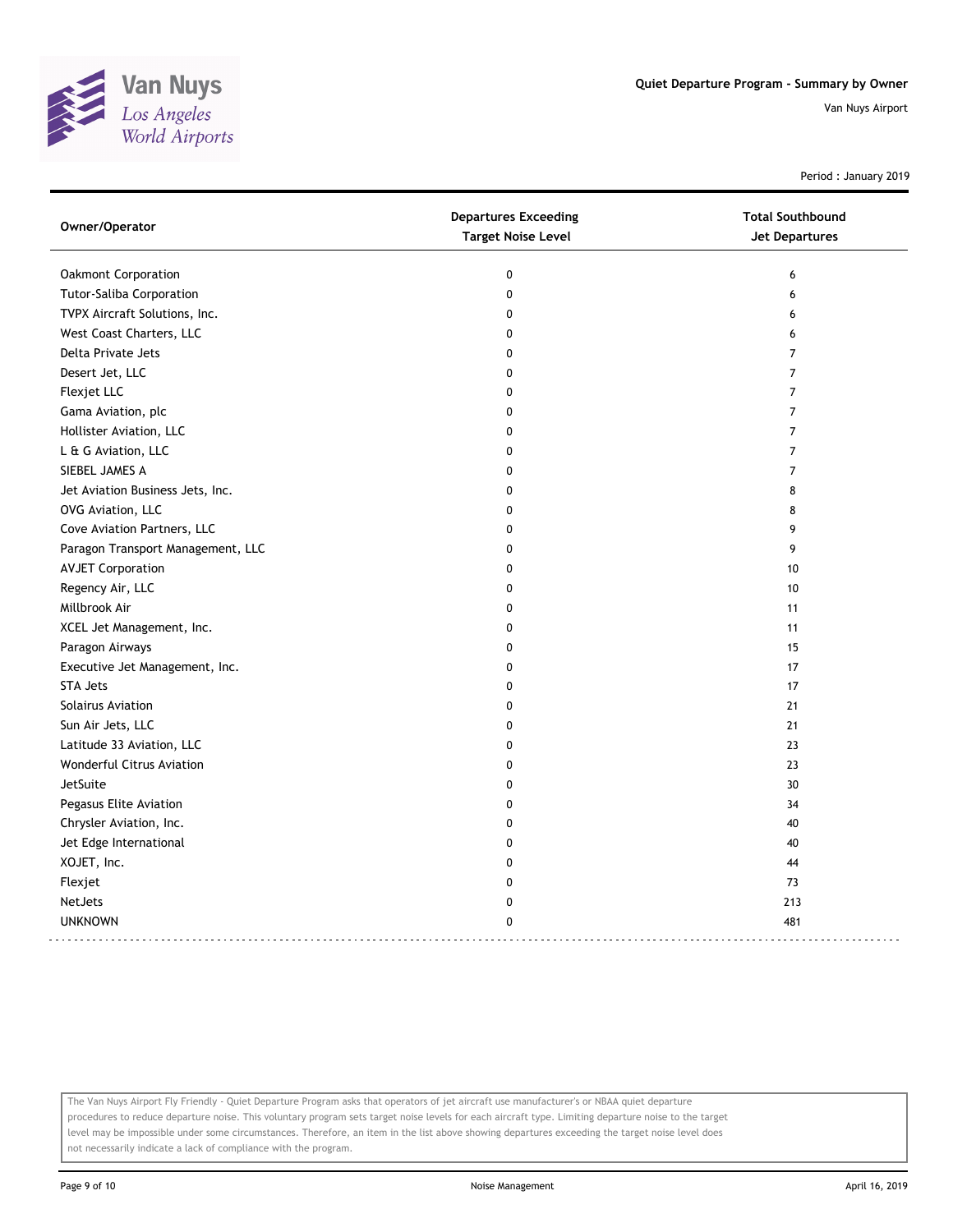# Quiet Departure Program - Summary by Owner

Van Nuys Airport

Period : January 2019

| Owner/Operator | Departures Exceeding Target Noise Level | Total Southbound Jet Departures |
|---|---|---|
| Oakmont Corporation | 0 | 6 |
| Tutor-Saliba Corporation | 0 | 6 |
| TVPX Aircraft Solutions, Inc. | 0 | 6 |
| West Coast Charters, LLC | 0 | 6 |
| Delta Private Jets | 0 | 7 |
| Desert Jet, LLC | 0 | 7 |
| Flexjet LLC | 0 | 7 |
| Gama Aviation, plc | 0 | 7 |
| Hollister Aviation, LLC | 0 | 7 |
| L & G Aviation, LLC | 0 | 7 |
| SIEBEL JAMES A | 0 | 7 |
| Jet Aviation Business Jets, Inc. | 0 | 8 |
| OVG Aviation, LLC | 0 | 8 |
| Cove Aviation Partners, LLC | 0 | 9 |
| Paragon Transport Management, LLC | 0 | 9 |
| AVJET Corporation | 0 | 10 |
| Regency Air, LLC | 0 | 10 |
| Millbrook Air | 0 | 11 |
| XCEL Jet Management, Inc. | 0 | 11 |
| Paragon Airways | 0 | 15 |
| Executive Jet Management, Inc. | 0 | 17 |
| STA Jets | 0 | 17 |
| Solairus Aviation | 0 | 21 |
| Sun Air Jets, LLC | 0 | 21 |
| Latitude 33 Aviation, LLC | 0 | 23 |
| Wonderful Citrus Aviation | 0 | 23 |
| JetSuite | 0 | 30 |
| Pegasus Elite Aviation | 0 | 34 |
| Chrysler Aviation, Inc. | 0 | 40 |
| Jet Edge International | 0 | 40 |
| XOJET, Inc. | 0 | 44 |
| Flexjet | 0 | 73 |
| NetJets | 0 | 213 |
| UNKNOWN | 0 | 481 |

The Van Nuys Airport Fly Friendly - Quiet Departure Program asks that operators of jet aircraft use manufacturer's or NBAA quiet departure procedures to reduce departure noise. This voluntary program sets target noise levels for each aircraft type. Limiting departure noise to the target level may be impossible under some circumstances. Therefore, an item in the list above showing departures exceeding the target noise level does not necessarily indicate a lack of compliance with the program.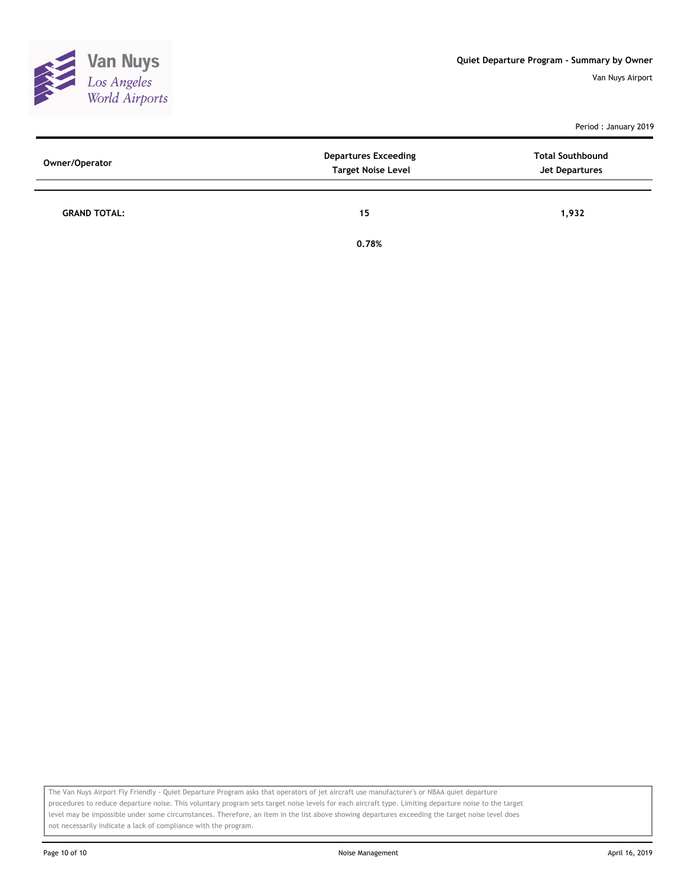**Quiet Departure Program - Summary by Owner**

Van Nuys Airport

Period : January 2019

| Owner/Operator | Departures Exceeding Target Noise Level | Total Southbound Jet Departures |
|---|---|---|
| **GRAND TOTAL:** | **15** | **1,932** |
| | **0.78%** | |

The Van Nuys Airport Fly Friendly - Quiet Departure Program asks that operators of jet aircraft use manufacturer's or NBAA quiet departure procedures to reduce departure noise. This voluntary program sets target noise levels for each aircraft type. Limiting departure noise to the target level may be impossible under some circumstances. Therefore, an item in the list above showing departures exceeding the target noise level does not necessarily indicate a lack of compliance with the program.